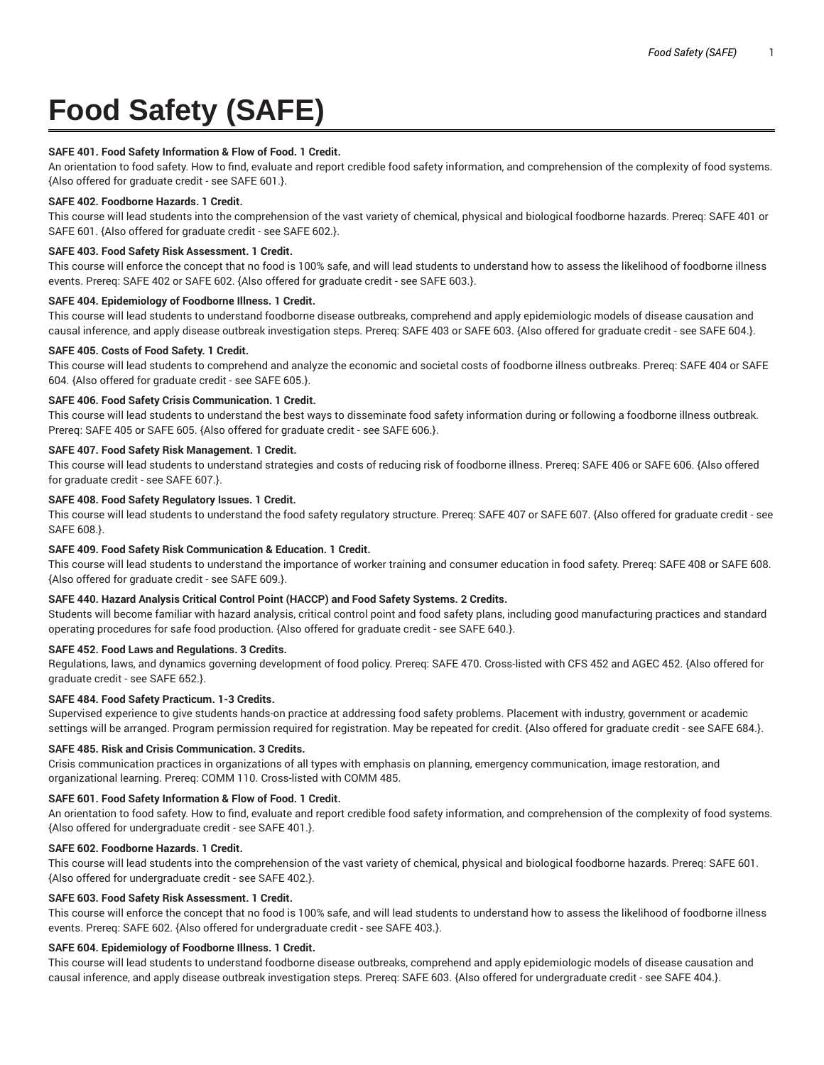# Food Safety (SAFE)

**SAFE 401. Food Safety Information & Flow of Food. 1 Credit.**
An orientation to food safety. How to find, evaluate and report credible food safety information, and comprehension of the complexity of food systems. {Also offered for graduate credit - see SAFE 601.}.

**SAFE 402. Foodborne Hazards. 1 Credit.**
This course will lead students into the comprehension of the vast variety of chemical, physical and biological foodborne hazards. Prereq: SAFE 401 or SAFE 601. {Also offered for graduate credit - see SAFE 602.}.

**SAFE 403. Food Safety Risk Assessment. 1 Credit.**
This course will enforce the concept that no food is 100% safe, and will lead students to understand how to assess the likelihood of foodborne illness events. Prereq: SAFE 402 or SAFE 602. {Also offered for graduate credit - see SAFE 603.}.

**SAFE 404. Epidemiology of Foodborne Illness. 1 Credit.**
This course will lead students to understand foodborne disease outbreaks, comprehend and apply epidemiologic models of disease causation and causal inference, and apply disease outbreak investigation steps. Prereq: SAFE 403 or SAFE 603. {Also offered for graduate credit - see SAFE 604.}.

**SAFE 405. Costs of Food Safety. 1 Credit.**
This course will lead students to comprehend and analyze the economic and societal costs of foodborne illness outbreaks. Prereq: SAFE 404 or SAFE 604. {Also offered for graduate credit - see SAFE 605.}.

**SAFE 406. Food Safety Crisis Communication. 1 Credit.**
This course will lead students to understand the best ways to disseminate food safety information during or following a foodborne illness outbreak. Prereq: SAFE 405 or SAFE 605. {Also offered for graduate credit - see SAFE 606.}.

**SAFE 407. Food Safety Risk Management. 1 Credit.**
This course will lead students to understand strategies and costs of reducing risk of foodborne illness. Prereq: SAFE 406 or SAFE 606. {Also offered for graduate credit - see SAFE 607.}.

**SAFE 408. Food Safety Regulatory Issues. 1 Credit.**
This course will lead students to understand the food safety regulatory structure. Prereq: SAFE 407 or SAFE 607. {Also offered for graduate credit - see SAFE 608.}.

**SAFE 409. Food Safety Risk Communication & Education. 1 Credit.**
This course will lead students to understand the importance of worker training and consumer education in food safety. Prereq: SAFE 408 or SAFE 608. {Also offered for graduate credit - see SAFE 609.}.

**SAFE 440. Hazard Analysis Critical Control Point (HACCP) and Food Safety Systems. 2 Credits.**
Students will become familiar with hazard analysis, critical control point and food safety plans, including good manufacturing practices and standard operating procedures for safe food production. {Also offered for graduate credit - see SAFE 640.}.

**SAFE 452. Food Laws and Regulations. 3 Credits.**
Regulations, laws, and dynamics governing development of food policy. Prereq: SAFE 470. Cross-listed with CFS 452 and AGEC 452. {Also offered for graduate credit - see SAFE 652.}.

**SAFE 484. Food Safety Practicum. 1-3 Credits.**
Supervised experience to give students hands-on practice at addressing food safety problems. Placement with industry, government or academic settings will be arranged. Program permission required for registration. May be repeated for credit. {Also offered for graduate credit - see SAFE 684.}.

**SAFE 485. Risk and Crisis Communication. 3 Credits.**
Crisis communication practices in organizations of all types with emphasis on planning, emergency communication, image restoration, and organizational learning. Prereq: COMM 110. Cross-listed with COMM 485.

**SAFE 601. Food Safety Information & Flow of Food. 1 Credit.**
An orientation to food safety. How to find, evaluate and report credible food safety information, and comprehension of the complexity of food systems. {Also offered for undergraduate credit - see SAFE 401.}.

**SAFE 602. Foodborne Hazards. 1 Credit.**
This course will lead students into the comprehension of the vast variety of chemical, physical and biological foodborne hazards. Prereq: SAFE 601. {Also offered for undergraduate credit - see SAFE 402.}.

**SAFE 603. Food Safety Risk Assessment. 1 Credit.**
This course will enforce the concept that no food is 100% safe, and will lead students to understand how to assess the likelihood of foodborne illness events. Prereq: SAFE 602. {Also offered for undergraduate credit - see SAFE 403.}.

**SAFE 604. Epidemiology of Foodborne Illness. 1 Credit.**
This course will lead students to understand foodborne disease outbreaks, comprehend and apply epidemiologic models of disease causation and causal inference, and apply disease outbreak investigation steps. Prereq: SAFE 603. {Also offered for undergraduate credit - see SAFE 404.}.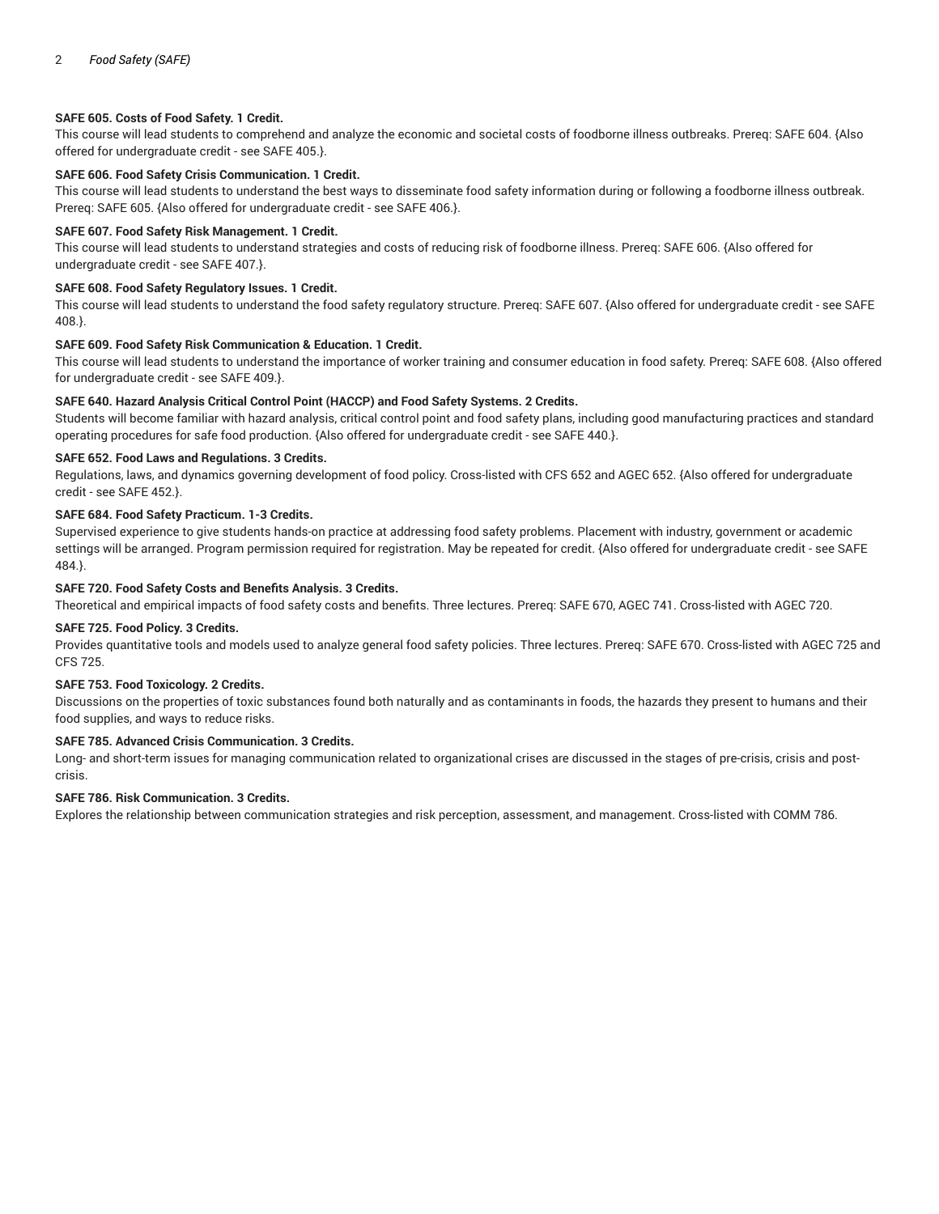**SAFE 605. Costs of Food Safety. 1 Credit.**
This course will lead students to comprehend and analyze the economic and societal costs of foodborne illness outbreaks. Prereq: SAFE 604. {Also offered for undergraduate credit - see SAFE 405.}.

**SAFE 606. Food Safety Crisis Communication. 1 Credit.**
This course will lead students to understand the best ways to disseminate food safety information during or following a foodborne illness outbreak. Prereq: SAFE 605. {Also offered for undergraduate credit - see SAFE 406.}.

**SAFE 607. Food Safety Risk Management. 1 Credit.**
This course will lead students to understand strategies and costs of reducing risk of foodborne illness. Prereq: SAFE 606. {Also offered for undergraduate credit - see SAFE 407.}.

**SAFE 608. Food Safety Regulatory Issues. 1 Credit.**
This course will lead students to understand the food safety regulatory structure. Prereq: SAFE 607. {Also offered for undergraduate credit - see SAFE 408.}.

**SAFE 609. Food Safety Risk Communication & Education. 1 Credit.**
This course will lead students to understand the importance of worker training and consumer education in food safety. Prereq: SAFE 608. {Also offered for undergraduate credit - see SAFE 409.}.

**SAFE 640. Hazard Analysis Critical Control Point (HACCP) and Food Safety Systems. 2 Credits.**
Students will become familiar with hazard analysis, critical control point and food safety plans, including good manufacturing practices and standard operating procedures for safe food production. {Also offered for undergraduate credit - see SAFE 440.}.

**SAFE 652. Food Laws and Regulations. 3 Credits.**
Regulations, laws, and dynamics governing development of food policy. Cross-listed with CFS 652 and AGEC 652. {Also offered for undergraduate credit - see SAFE 452.}.

**SAFE 684. Food Safety Practicum. 1-3 Credits.**
Supervised experience to give students hands-on practice at addressing food safety problems. Placement with industry, government or academic settings will be arranged. Program permission required for registration. May be repeated for credit. {Also offered for undergraduate credit - see SAFE 484.}.

**SAFE 720. Food Safety Costs and Benefits Analysis. 3 Credits.**
Theoretical and empirical impacts of food safety costs and benefits. Three lectures. Prereq: SAFE 670, AGEC 741. Cross-listed with AGEC 720.

**SAFE 725. Food Policy. 3 Credits.**
Provides quantitative tools and models used to analyze general food safety policies. Three lectures. Prereq: SAFE 670. Cross-listed with AGEC 725 and CFS 725.

**SAFE 753. Food Toxicology. 2 Credits.**
Discussions on the properties of toxic substances found both naturally and as contaminants in foods, the hazards they present to humans and their food supplies, and ways to reduce risks.

**SAFE 785. Advanced Crisis Communication. 3 Credits.**
Long- and short-term issues for managing communication related to organizational crises are discussed in the stages of pre-crisis, crisis and post-crisis.

**SAFE 786. Risk Communication. 3 Credits.**
Explores the relationship between communication strategies and risk perception, assessment, and management. Cross-listed with COMM 786.